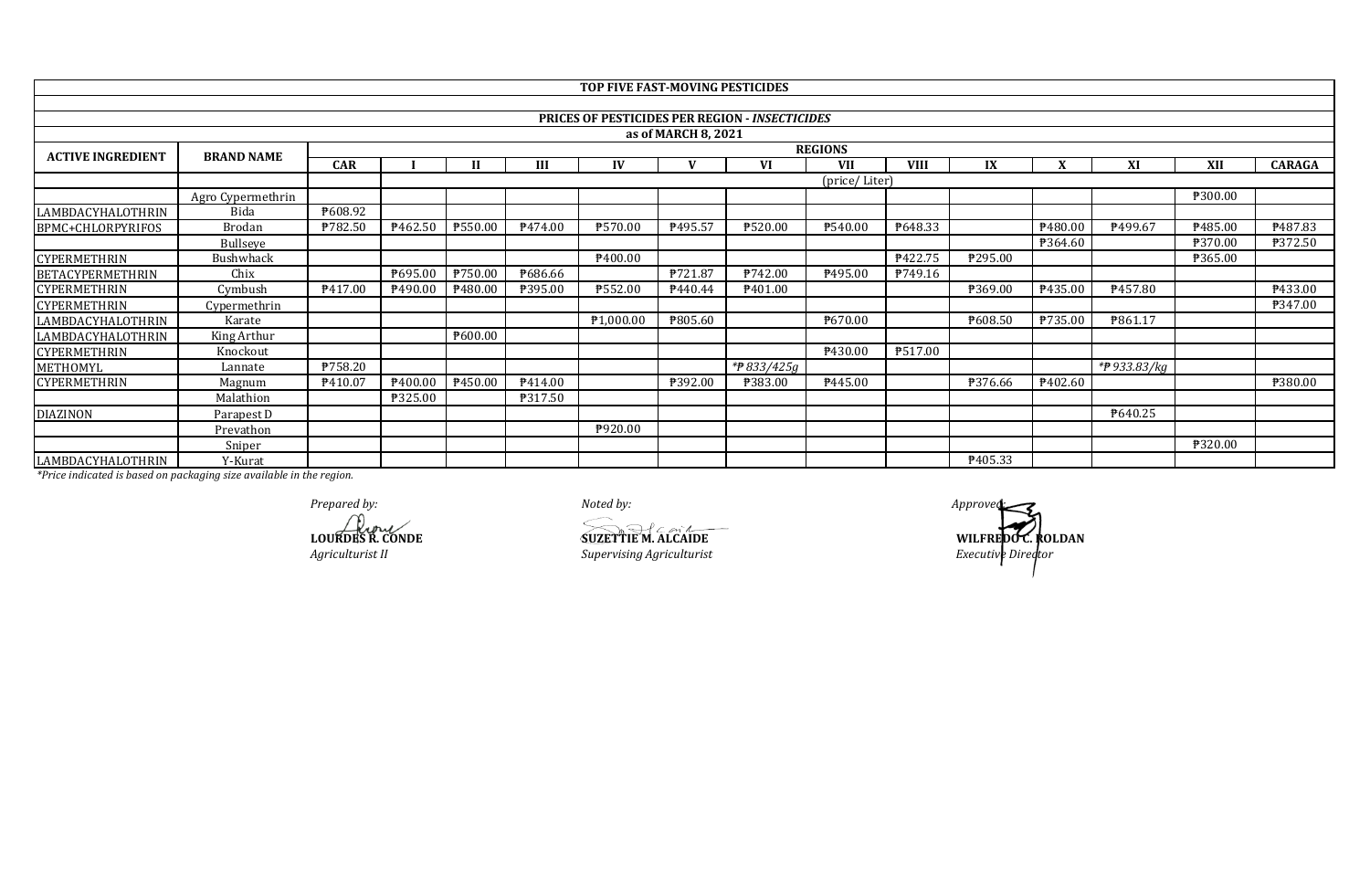# TOP FIVE FAST-MOVING PESTICIDES

## PRICES OF PESTICIDES PER REGION - *INSECTICIDES*

### as of MARCH 8, 2021

| ACTIVE INGREDIENT | BRAND NAME | REGIONS | | | | | | | | | | | | | |
|---|---|---|---|---|---|---|---|---|---|---|---|---|---|---|---|
| | | CAR | I | II | III | IV | V | VI | VII | VIII | IX | X | XI | XII | CARAGA |
| | | | (price/ Liter) | | | | | | | | | | | | |
| | Agro Cypermethrin | | | | | | | | | | | | | ₱300.00 | |
| LAMBDACYHALOTHRIN | Bida | ₱608.92 | | | | | | | | | | | | | |
| BPMC+CHLORPYRIFOS | Brodan | ₱782.50 | ₱462.50 | ₱550.00 | ₱474.00 | ₱570.00 | ₱495.57 | ₱520.00 | ₱540.00 | ₱648.33 | | ₱480.00 | ₱499.67 | ₱485.00 | ₱487.83 |
| | Bullseye | | | | | | | | | | | ₱364.60 | | ₱370.00 | ₱372.50 |
| CYPERMETHRIN | Bushwhack | | | | | ₱400.00 | | | | ₱422.75 | ₱295.00 | | | ₱365.00 | |
| BETACYPERMETHRIN | Chix | | ₱695.00 | ₱750.00 | ₱686.66 | | ₱721.87 | ₱742.00 | ₱495.00 | ₱749.16 | | | | | |
| CYPERMETHRIN | Cymbush | ₱417.00 | ₱490.00 | ₱480.00 | ₱395.00 | ₱552.00 | ₱440.44 | ₱401.00 | | | ₱369.00 | ₱435.00 | ₱457.80 | | ₱433.00 |
| CYPERMETHRIN | Cypermethrin | | | | | | | | | | | | | | ₱347.00 |
| LAMBDACYHALOTHRIN | Karate | | | | | ₱1,000.00 | ₱805.60 | | ₱670.00 | | ₱608.50 | ₱735.00 | ₱861.17 | | |
| LAMBDACYHALOTHRIN | King Arthur | | | ₱600.00 | | | | | | | | | | | |
| CYPERMETHRIN | Knockout | | | | | | | | ₱430.00 | ₱517.00 | | | | | |
| METHOMYL | Lannate | ₱758.20 | | | | | | *₱833/425g* | | | | | *₱933.83/kg* | | |
| CYPERMETHRIN | Magnum | ₱410.07 | ₱400.00 | ₱450.00 | ₱414.00 | | ₱392.00 | ₱383.00 | ₱445.00 | | ₱376.66 | ₱402.60 | | | ₱380.00 |
| | Malathion | | ₱325.00 | | ₱317.50 | | | | | | | | | | |
| DIAZINON | Parapest D | | | | | | | | | | | | ₱640.25 | | |
| | Prevathon | | | | | ₱920.00 | | | | | | | | | |
| | Sniper | | | | | | | | | | | | | ₱320.00 | |
| LAMBDACYHALOTHRIN | Y-Kurat | | | | | | | | | | ₱405.33 | | | | |

*\*Price indicated is based on packaging size available in the region.*

*Prepared by:*

**LOURDES R. CONDE**
*Agriculturist II*

*Noted by:*

**SUZETTIE M. ALCAIDE**
*Supervising Agriculturist*

*Approved:*

**WILFREDO C. ROLDAN**
*Executive Director*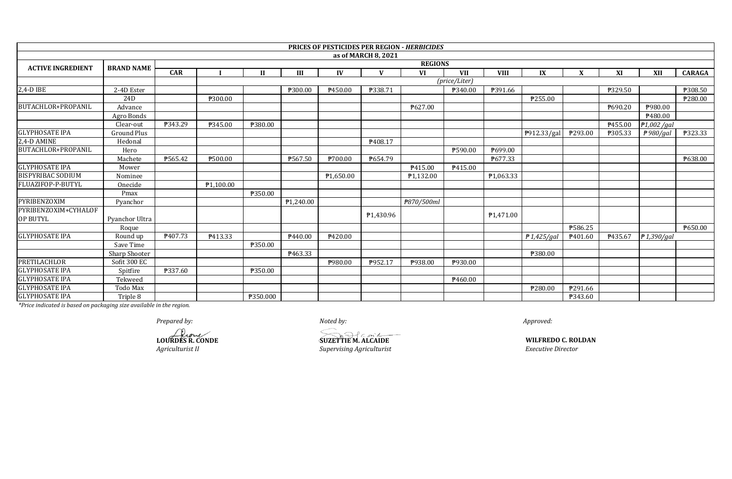**PRICES OF PESTICIDES PER REGION - *HERBICIDES***

**as of MARCH 8, 2021**

| ACTIVE INGREDIENT | BRAND NAME | REGIONS | | | | | | | | | | | | | |
|---|---|---|---|---|---|---|---|---|---|---|---|---|---|---|---|
| | | CAR | I | II | III | IV | V | VI | VII | VIII | IX | X | XI | XII | CARAGA |
| | | | *(price/Liter)* | | | | | | | | | | | | |
| 2,4-D IBE | 2-4D Ester | | | | ₱300.00 | ₱450.00 | ₱338.71 | | ₱340.00 | ₱391.66 | | | ₱329.50 | | ₱308.50 |
| | 24D | | ₱300.00 | | | | | | | | ₱255.00 | | | | ₱280.00 |
| BUTACHLOR+PROPANIL | Advance | | | | | | | ₱627.00 | | | | | ₱690.20 | ₱980.00 | |
| | Agro Bonds | | | | | | | | | | | | | ₱480.00 | |
| | Clear-out | ₱343.29 | ₱345.00 | ₱380.00 | | | | | | | | | ₱455.00 | *₱1,002 /gal* | |
| GLYPHOSATE IPA | Ground Plus | | | | | | | | | | ₱912.33/gal | ₱293.00 | ₱305.33 | *₱ 980/gal* | ₱323.33 |
| 2,4-D AMINE | Hedonal | | | | | | ₱408.17 | | | | | | | | |
| BUTACHLOR+PROPANIL | Hero | | | | | | | | ₱590.00 | ₱699.00 | | | | | |
| | Machete | ₱565.42 | ₱500.00 | | ₱567.50 | ₱700.00 | ₱654.79 | | | ₱677.33 | | | | | ₱638.00 |
| GLYPHOSATE IPA | Mower | | | | | | | ₱415.00 | ₱415.00 | | | | | | |
| BISPYRIBAC SODIUM | Nominee | | | | | ₱1,650.00 | | ₱1,132.00 | | ₱1,063.33 | | | | | |
| FLUAZIFOP-P-BUTYL | Onecide | | ₱1,100.00 | | | | | | | | | | | | |
| | Pmax | | | ₱350.00 | | | | | | | | | | | |
| PYRIBENZOXIM | Pyanchor | | | | ₱1,240.00 | | | *₱870/500ml* | | | | | | | |
| PYRIBENZOXIM+CYHALOF OP BUTYL | Pyanchor Ultra | | | | | | ₱1,430.96 | | | ₱1,471.00 | | | | | |
| | Roque | | | | | | | | | | | ₱586.25 | | | ₱650.00 |
| GLYPHOSATE IPA | Round up | ₱407.73 | ₱413.33 | | ₱440.00 | ₱420.00 | | | | | *₱ 1,425/gal* | ₱401.60 | ₱435.67 | *₱ 1,390/gal* | |
| | Save Time | | | ₱350.00 | | | | | | | | | | | |
| | Sharp Shooter | | | | ₱463.33 | | | | | | ₱380.00 | | | | |
| PRETILACHLOR | Sofit 300 EC | | | | | ₱980.00 | ₱952.17 | ₱938.00 | ₱930.00 | | | | | | |
| GLYPHOSATE IPA | Spitfire | ₱337.60 | | ₱350.00 | | | | | | | | | | | |
| GLYPHOSATE IPA | Tekweed | | | | | | | | ₱460.00 | | | | | | |
| GLYPHOSATE IPA | Todo Max | | | | | | | | | | ₱280.00 | ₱291.66 | | | |
| GLYPHOSATE IPA | Triple 8 | | | ₱350.000 | | | | | | | | ₱343.60 | | | |

*\*Price indicated is based on packaging size available in the region.*

*Prepared by:*

**LOURDES R. CONDE**
*Agriculturist II*

*Noted by:*

**SUZETTIE M. ALCAIDE**
*Supervising Agriculturist*

*Approved:*

**WILFREDO C. ROLDAN**
*Executive Director*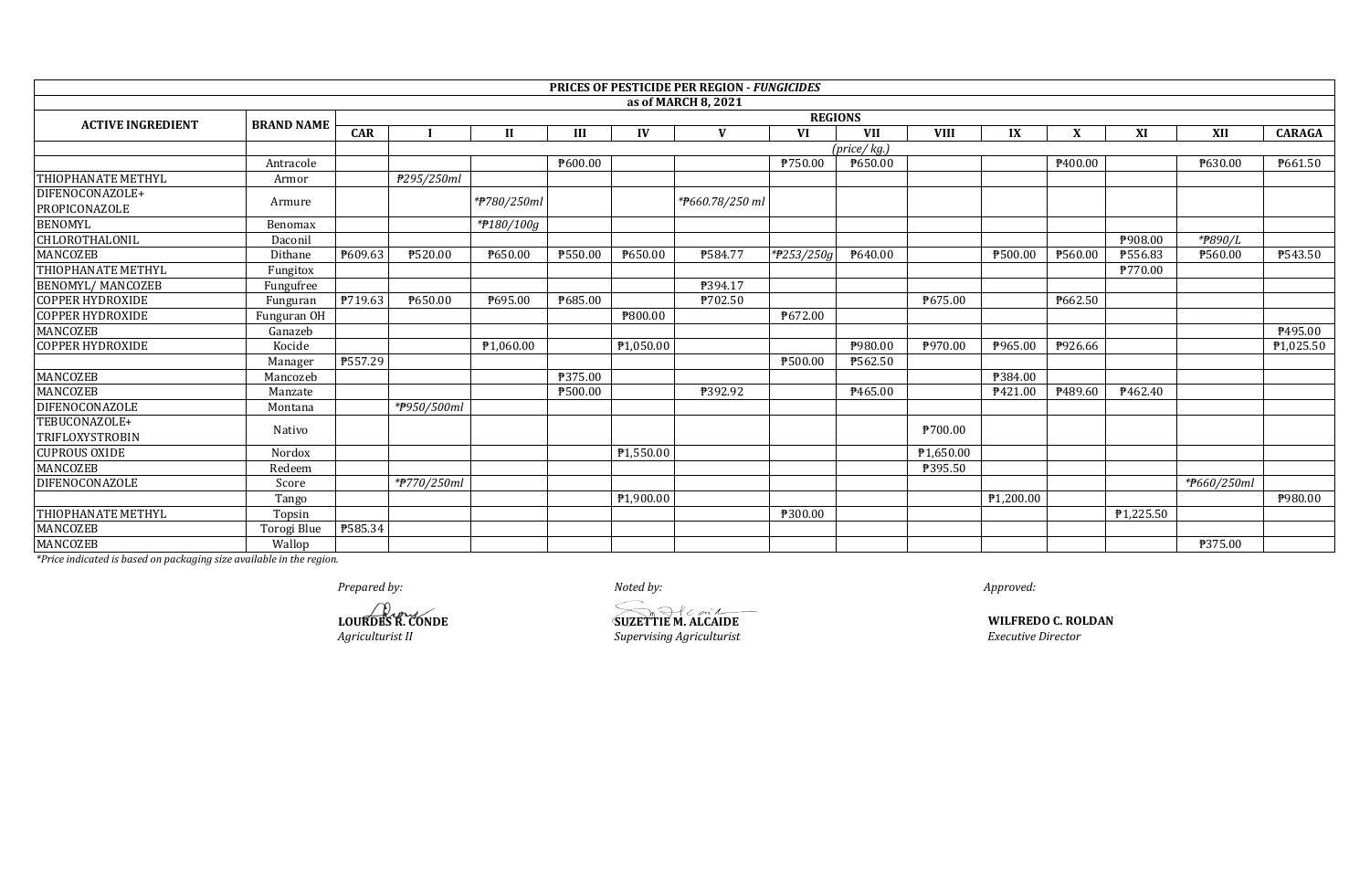| PRICES OF PESTICIDE PER REGION - *FUNGICIDES* | | | | | | | | | | | | | | | | |
|---|---|---|---|---|---|---|---|---|---|---|---|---|---|---|---|---|
| as of MARCH 8, 2021 | | | | | | | | | | | | | | | | |
| ACTIVE INGREDIENT | BRAND NAME | REGIONS | | | | | | | | | | | | | | |
| | | CAR | I | II | III | IV | V | VI | VII | VIII | IX | X | XI | XII | CARAGA |
| | | | *(price/ kg.)* | | | | | | | | | | | | |
| | Antracole | | | | ₱600.00 | | | ₱750.00 | ₱650.00 | | | ₱400.00 | | ₱630.00 | ₱661.50 |
| THIOPHANATE METHYL | Armor | | *₱295/250ml* | | | | | | | | | | | | |
| DIFENOCONAZOLE+ PROPICONAZOLE | Armure | | | *\*₱780/250ml* | | | *\*₱660.78/250 ml* | | | | | | | | |
| BENOMYL | Benomax | | | *\*₱180/100g* | | | | | | | | | | | |
| CHLOROTHALONIL | Daconil | | | | | | | | | | | | ₱908.00 | *\*₱890/L* | |
| MANCOZEB | Dithane | ₱609.63 | ₱520.00 | ₱650.00 | ₱550.00 | ₱650.00 | ₱584.77 | *\*₱253/250g* | ₱640.00 | | ₱500.00 | ₱560.00 | ₱556.83 | ₱560.00 | ₱543.50 |
| THIOPHANATE METHYL | Fungitox | | | | | | | | | | | | ₱770.00 | | |
| BENOMYL/ MANCOZEB | Fungufree | | | | | | ₱394.17 | | | | | | | | |
| COPPER HYDROXIDE | Funguran | ₱719.63 | ₱650.00 | ₱695.00 | ₱685.00 | | ₱702.50 | | | ₱675.00 | | ₱662.50 | | | |
| COPPER HYDROXIDE | Funguran OH | | | | | ₱800.00 | | ₱672.00 | | | | | | | |
| MANCOZEB | Ganazeb | | | | | | | | | | | | | | ₱495.00 |
| COPPER HYDROXIDE | Kocide | | | ₱1,060.00 | | ₱1,050.00 | | | ₱980.00 | ₱970.00 | ₱965.00 | ₱926.66 | | | ₱1,025.50 |
| | Manager | ₱557.29 | | | | | | ₱500.00 | ₱562.50 | | | | | | |
| MANCOZEB | Mancozeb | | | | ₱375.00 | | | | | | ₱384.00 | | | | |
| MANCOZEB | Manzate | | | | ₱500.00 | | ₱392.92 | | ₱465.00 | | ₱421.00 | ₱489.60 | ₱462.40 | | |
| DIFENOCONAZOLE | Montana | | *\*₱950/500ml* | | | | | | | | | | | | |
| TEBUCONAZOLE+ TRIFLOXYSTROBIN | Nativo | | | | | | | | | ₱700.00 | | | | | |
| CUPROUS OXIDE | Nordox | | | | | ₱1,550.00 | | | | ₱1,650.00 | | | | | |
| MANCOZEB | Redeem | | | | | | | | | ₱395.50 | | | | | |
| DIFENOCONAZOLE | Score | | *\*₱770/250ml* | | | | | | | | | | | *\*₱660/250ml* | |
| | Tango | | | | | ₱1,900.00 | | | | | ₱1,200.00 | | | | ₱980.00 |
| THIOPHANATE METHYL | Topsin | | | | | | | ₱300.00 | | | | | ₱1,225.50 | | |
| MANCOZEB | Torogi Blue | ₱585.34 | | | | | | | | | | | | | |
| MANCOZEB | Wallop | | | | | | | | | | | | | ₱375.00 | |

*\*Price indicated is based on packaging size available in the region.*

*Prepared by:*

**LOURDES R. CONDE**
*Agriculturist II*

*Noted by:*

**SUZETTIE M. ALCAIDE**
*Supervising Agriculturist*

*Approved:*

**WILFREDO C. ROLDAN**
*Executive Director*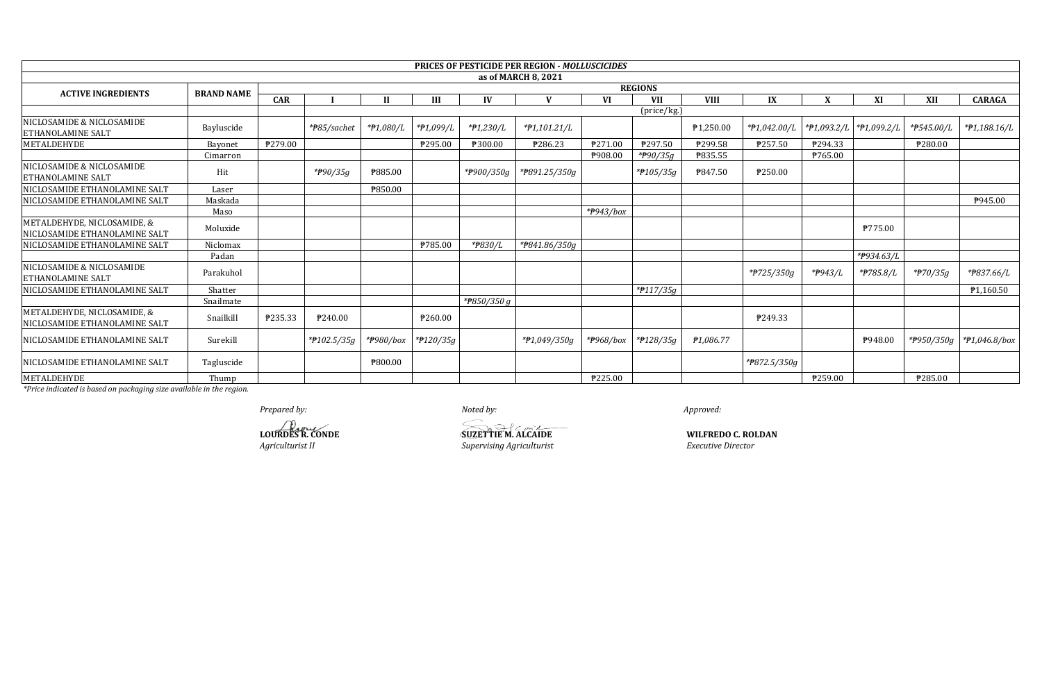**PRICES OF PESTICIDE PER REGION - *MOLLUSCICIDES***

**as of MARCH 8, 2021**

| ACTIVE INGREDIENTS | BRAND NAME | REGIONS | | | | | | | | | | | | | | |
|---|---|---|---|---|---|---|---|---|---|---|---|---|---|---|---|---|
| | | CAR | I | II | III | IV | V | VI | VII | VIII | IX | X | XI | XII | CARAGA |
| | | | (price/kg.) | | | | | | | | | | | | | |
| NICLOSAMIDE & NICLOSAMIDE ETHANOLAMINE SALT | Bayluscide | | *₱85/sachet | *₱1,080/L | *₱1,099/L | *₱1,230/L | *₱1,101.21/L | | | ₱1,250.00 | *₱1,042.00/L | *₱1,093.2/L | *₱1,099.2/L | *₱545.00/L | *₱1,188.16/L |
| METALDEHYDE | Bayonet | ₱279.00 | | | ₱295.00 | ₱300.00 | ₱286.23 | ₱271.00 | ₱297.50 | ₱299.58 | ₱257.50 | ₱294.33 | | ₱280.00 | |
| | Cimarron | | | | | | | ₱908.00 | *₱90/35g | ₱835.55 | | ₱765.00 | | | |
| NICLOSAMIDE & NICLOSAMIDE ETHANOLAMINE SALT | Hit | | *₱90/35g | ₱885.00 | | *₱900/350g | *₱891.25/350g | | *₱105/35g | ₱847.50 | ₱250.00 | | | | |
| NICLOSAMIDE ETHANOLAMINE SALT | Laser | | | ₱850.00 | | | | | | | | | | | |
| NICLOSAMIDE ETHANOLAMINE SALT | Maskada | | | | | | | | | | | | | | ₱945.00 |
| | Maso | | | | | | | *₱943/box | | | | | | | |
| METALDEHYDE, NICLOSAMIDE, & NICLOSAMIDE ETHANOLAMINE SALT | Moluxide | | | | | | | | | | | | ₱775.00 | | |
| NICLOSAMIDE ETHANOLAMINE SALT | Niclomax | | | | ₱785.00 | *₱830/L | *₱841.86/350g | | | | | | | | |
| | Padan | | | | | | | | | | | | *₱934.63/L | | |
| NICLOSAMIDE & NICLOSAMIDE ETHANOLAMINE SALT | Parakuhol | | | | | | | | | | *₱725/350g | *₱943/L | *₱785.8/L | *₱70/35g | *₱837.66/L |
| NICLOSAMIDE ETHANOLAMINE SALT | Shatter | | | | | | | | *₱117/35g | | | | | | ₱1,160.50 |
| | Snailmate | | | | | *₱850/350 g | | | | | | | | | |
| METALDEHYDE, NICLOSAMIDE, & NICLOSAMIDE ETHANOLAMINE SALT | Snailkill | ₱235.33 | ₱240.00 | | ₱260.00 | | | | | | ₱249.33 | | | | |
| NICLOSAMIDE ETHANOLAMINE SALT | Surekill | | *₱102.5/35g | *₱980/box | *₱120/35g | | *₱1,049/350g | *₱968/box | *₱128/35g | ₱1,086.77 | | | ₱948.00 | *₱950/350g | *₱1,046.8/box |
| NICLOSAMIDE ETHANOLAMINE SALT | Tagluscide | | | ₱800.00 | | | | | | | *₱872.5/350g | | | | |
| METALDEHYDE | Thump | | | | | | | ₱225.00 | | | | ₱259.00 | | ₱285.00 | |

*\*Price indicated is based on packaging size available in the region.*

*Prepared by:*

**LOURDES R. CONDE**
*Agriculturist II*

*Noted by:*

**SUZETTIE M. ALCAIDE**
*Supervising Agriculturist*

*Approved:*

**WILFREDO C. ROLDAN**
*Executive Director*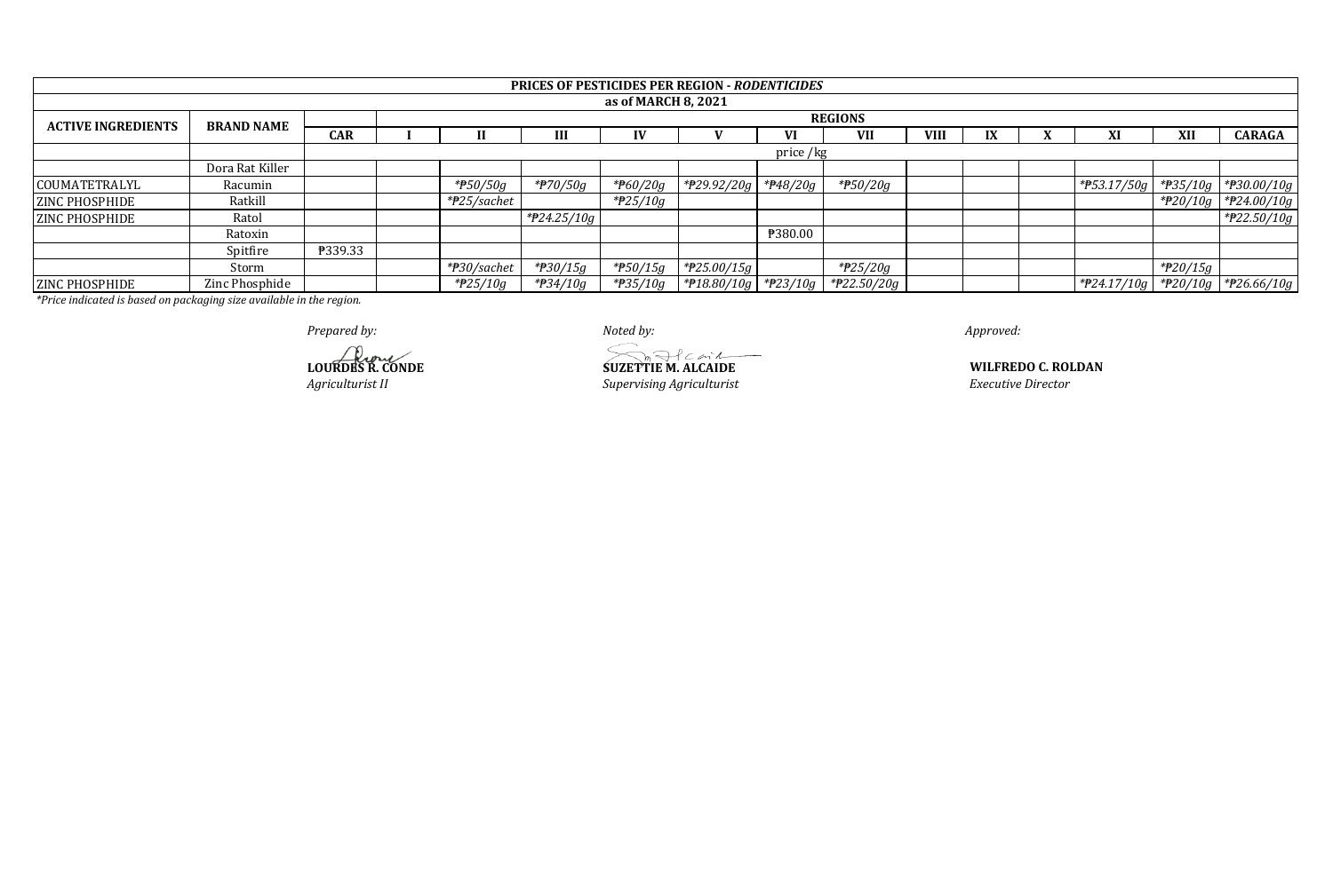| PRICES OF PESTICIDES PER REGION - *RODENTICIDES* | | | | | | | | | | | | | | | |
|---|---|---|---|---|---|---|---|---|---|---|---|---|---|---|---|
| as of MARCH 8, 2021 | | | | | | | | | | | | | | | |
| **ACTIVE INGREDIENTS** | **BRAND NAME** | | **REGIONS** | | | | | | | | | | | | |
| | | **CAR** | **I** | **II** | **III** | **IV** | **V** | **VI** | **VII** | **VIII** | **IX** | **X** | **XI** | **XII** | **CARAGA** |
| | | price /kg | | | | | | | | | | | | | |
| | Dora Rat Killer | | | | | | | | | | | | | | |
| COUMATETRALYL | Racumin | | | *₱50/50g* | *₱70/50g* | *₱60/20g* | *₱29.92/20g* | *₱48/20g* | *₱50/20g* | | | | *₱53.17/50g* | *₱35/10g* | *₱30.00/10g* |
| ZINC PHOSPHIDE | Ratkill | | | *₱25/sachet* | | *₱25/10g* | | | | | | | | *₱20/10g* | *₱24.00/10g* |
| ZINC PHOSPHIDE | Ratol | | | | *₱24.25/10g* | | | | | | | | | | *₱22.50/10g* |
| | Ratoxin | | | | | | | ₱380.00 | | | | | | | |
| | Spitfire | ₱339.33 | | | | | | | | | | | | | |
| | Storm | | | *₱30/sachet* | *₱30/15g* | *₱50/15g* | *₱25.00/15g* | | *₱25/20g* | | | | | *₱20/15g* | |
| ZINC PHOSPHIDE | Zinc Phosphide | | | *₱25/10g* | *₱34/10g* | *₱35/10g* | *₱18.80/10g* | *₱23/10g* | *₱22.50/20g* | | | | *₱24.17/10g* | *₱20/10g* | *₱26.66/10g* |

*\*Price indicated is based on packaging size available in the region.*

*Prepared by:*

**LOURDES R. CONDE**
*Agriculturist II*

*Noted by:*

**SUZETTIE M. ALCAIDE**
*Supervising Agriculturist*

*Approved:*

**WILFREDO C. ROLDAN**
*Executive Director*